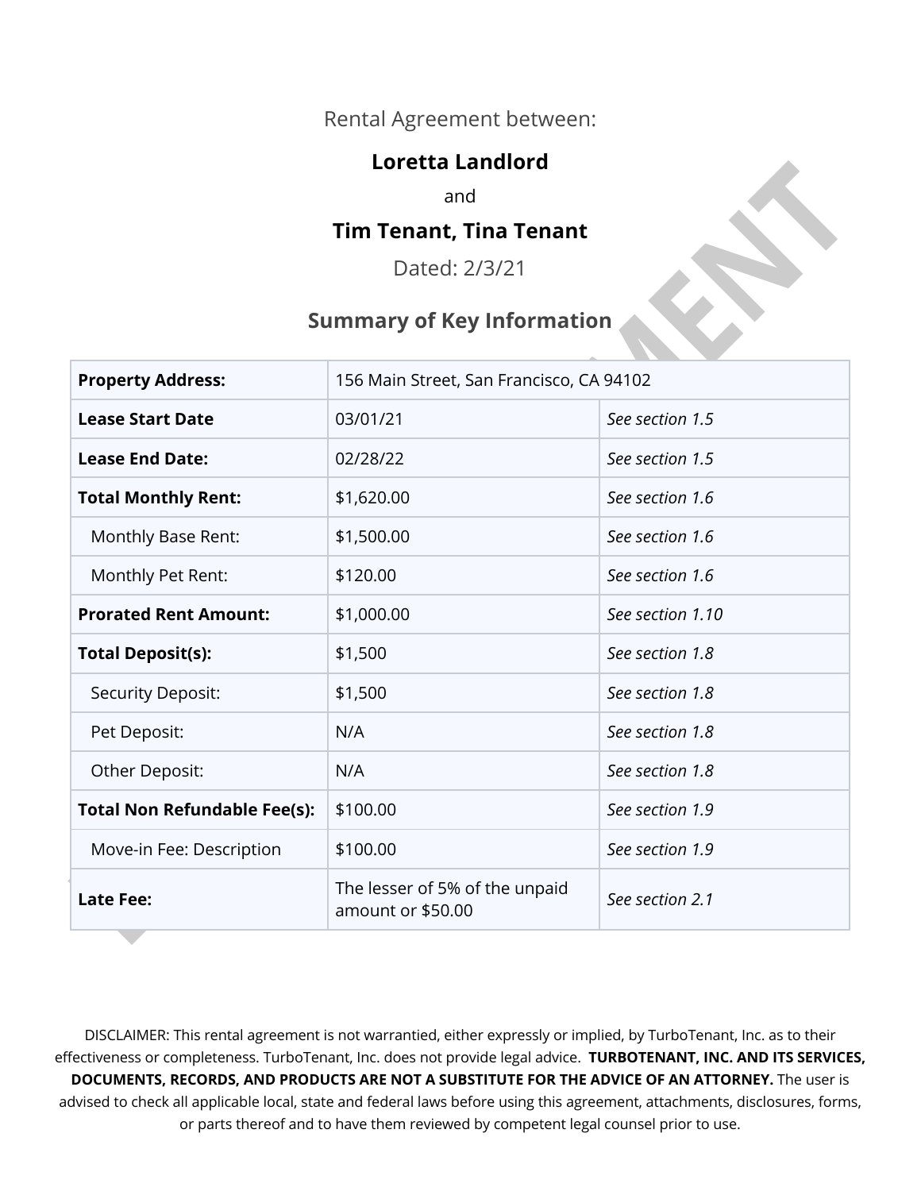Rental Agreement between:

**Loretta Landlord**

and

**Tim Tenant, Tina Tenant**

Dated: 2/3/21

## Summary of Key Information

| | | |
|---|---|---|
| **Property Address:** | 156 Main Street, San Francisco, CA 94102 | |
| **Lease Start Date** | 03/01/21 | *See section 1.5* |
| **Lease End Date:** | 02/28/22 | *See section 1.5* |
| **Total Monthly Rent:** | $1,620.00 | *See section 1.6* |
| Monthly Base Rent: | $1,500.00 | *See section 1.6* |
| Monthly Pet Rent: | $120.00 | *See section 1.6* |
| **Prorated Rent Amount:** | $1,000.00 | *See section 1.10* |
| **Total Deposit(s):** | $1,500 | *See section 1.8* |
| Security Deposit: | $1,500 | *See section 1.8* |
| Pet Deposit: | N/A | *See section 1.8* |
| Other Deposit: | N/A | *See section 1.8* |
| **Total Non Refundable Fee(s):** | $100.00 | *See section 1.9* |
| Move-in Fee: Description | $100.00 | *See section 1.9* |
| **Late Fee:** | The lesser of 5% of the unpaid amount or $50.00 | *See section 2.1* |

DISCLAIMER: This rental agreement is not warrantied, either expressly or implied, by TurboTenant, Inc. as to their effectiveness or completeness. TurboTenant, Inc. does not provide legal advice. **TURBOTENANT, INC. AND ITS SERVICES, DOCUMENTS, RECORDS, AND PRODUCTS ARE NOT A SUBSTITUTE FOR THE ADVICE OF AN ATTORNEY.** The user is advised to check all applicable local, state and federal laws before using this agreement, attachments, disclosures, forms, or parts thereof and to have them reviewed by competent legal counsel prior to use.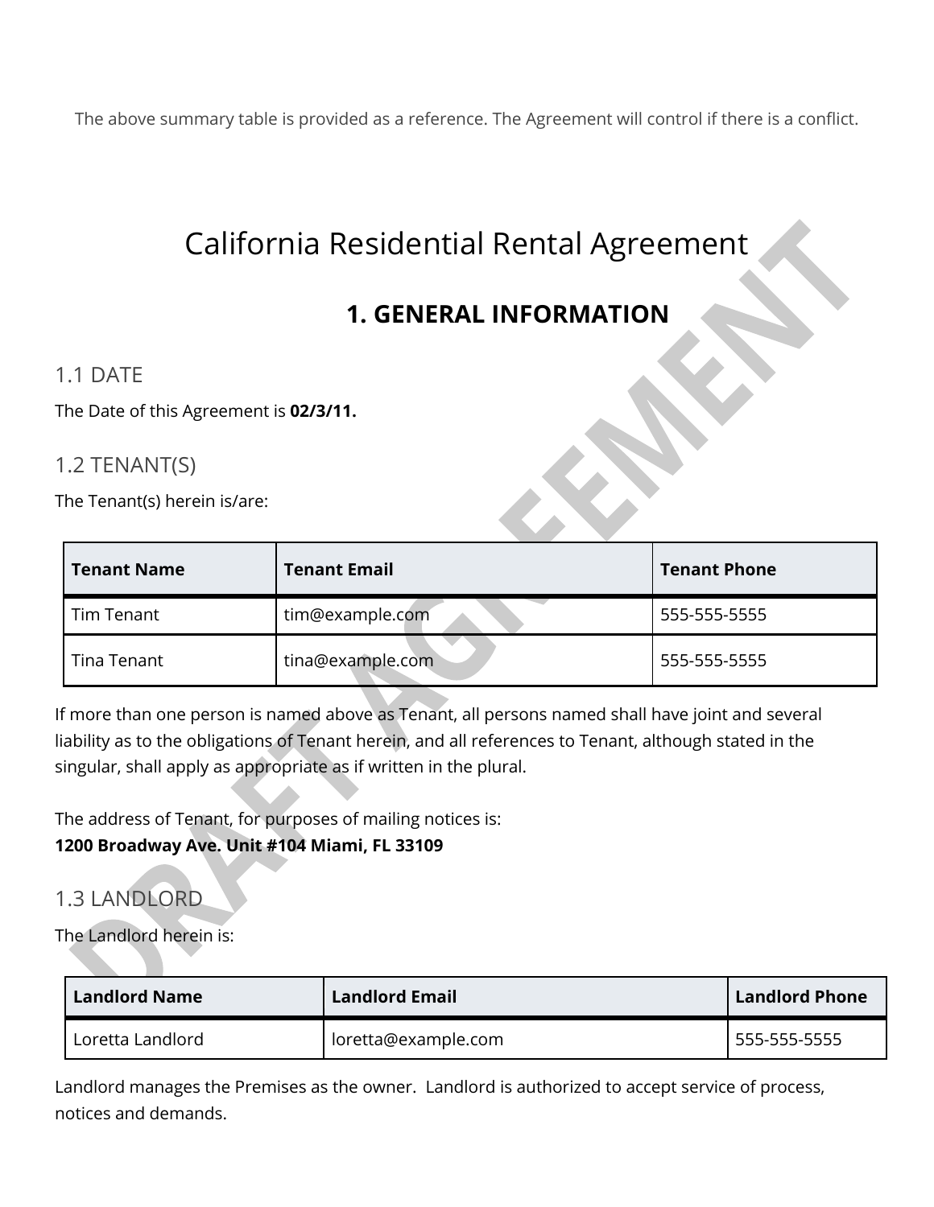The above summary table is provided as a reference. The Agreement will control if there is a conflict.

# California Residential Rental Agreement

## 1. GENERAL INFORMATION

### 1.1 DATE

The Date of this Agreement is **02/3/11.**

### 1.2 TENANT(S)

The Tenant(s) herein is/are:

| Tenant Name | Tenant Email | Tenant Phone |
|---|---|---|
| Tim Tenant | tim@example.com | 555-555-5555 |
| Tina Tenant | tina@example.com | 555-555-5555 |

If more than one person is named above as Tenant, all persons named shall have joint and several liability as to the obligations of Tenant herein, and all references to Tenant, although stated in the singular, shall apply as appropriate as if written in the plural.

The address of Tenant, for purposes of mailing notices is:
**1200 Broadway Ave. Unit #104 Miami, FL 33109**

### 1.3 LANDLORD

The Landlord herein is:

| Landlord Name | Landlord Email | Landlord Phone |
|---|---|---|
| Loretta Landlord | loretta@example.com | 555-555-5555 |

Landlord manages the Premises as the owner. Landlord is authorized to accept service of process, notices and demands.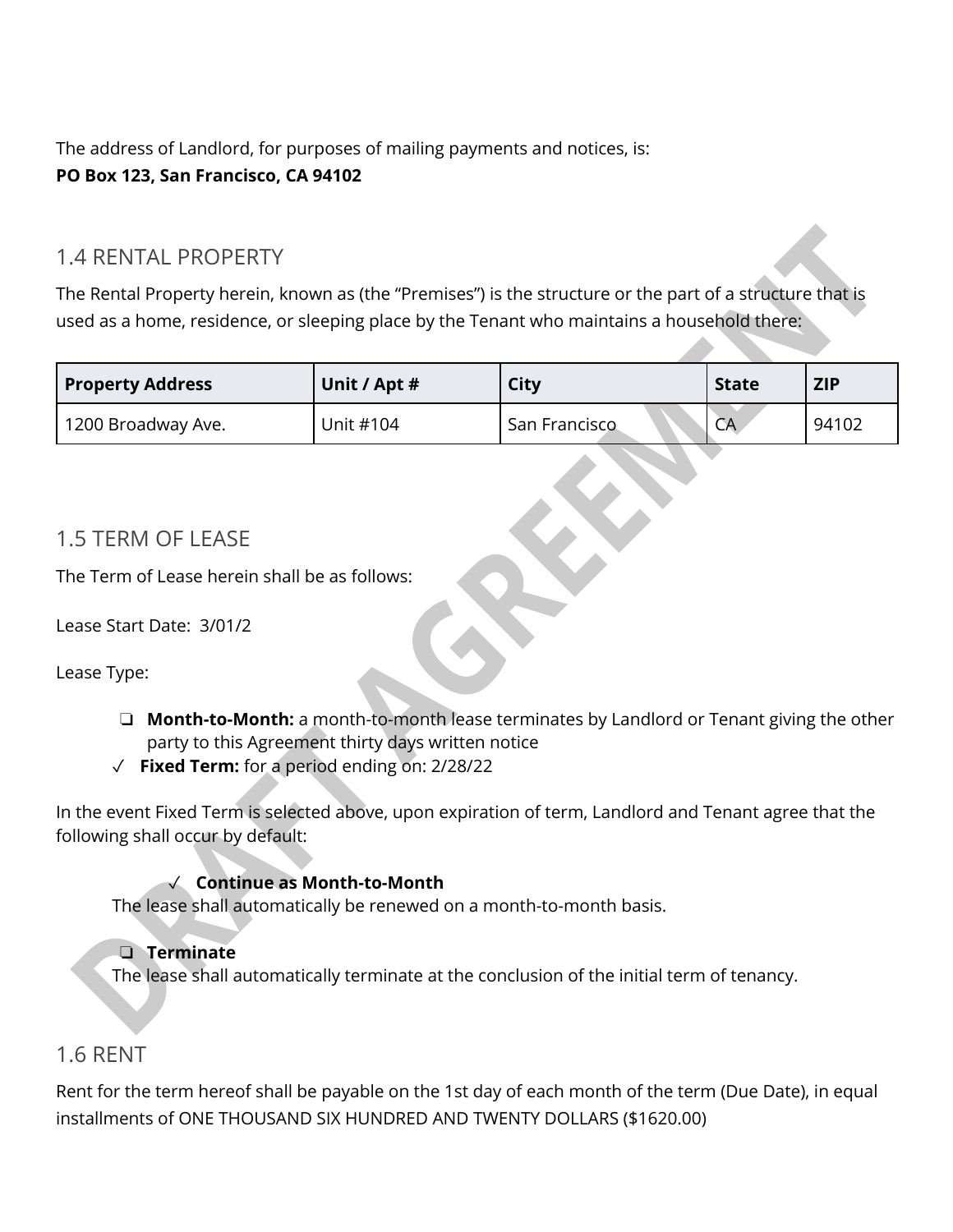The address of Landlord, for purposes of mailing payments and notices, is:
**PO Box 123, San Francisco, CA 94102**

## 1.4 RENTAL PROPERTY

The Rental Property herein, known as (the "Premises") is the structure or the part of a structure that is used as a home, residence, or sleeping place by the Tenant who maintains a household there:

| Property Address | Unit / Apt # | City | State | ZIP |
|---|---|---|---|---|
| 1200 Broadway Ave. | Unit #104 | San Francisco | CA | 94102 |

## 1.5 TERM OF LEASE

The Term of Lease herein shall be as follows:

Lease Start Date: 3/01/2

Lease Type:

- ❑ **Month-to-Month:** a month-to-month lease terminates by Landlord or Tenant giving the other party to this Agreement thirty days written notice
- ✓ **Fixed Term:** for a period ending on: 2/28/22

In the event Fixed Term is selected above, upon expiration of term, Landlord and Tenant agree that the following shall occur by default:

✓ **Continue as Month-to-Month**
The lease shall automatically be renewed on a month-to-month basis.

❑ **Terminate**
The lease shall automatically terminate at the conclusion of the initial term of tenancy.

## 1.6 RENT

Rent for the term hereof shall be payable on the 1st day of each month of the term (Due Date), in equal installments of ONE THOUSAND SIX HUNDRED AND TWENTY DOLLARS ($1620.00)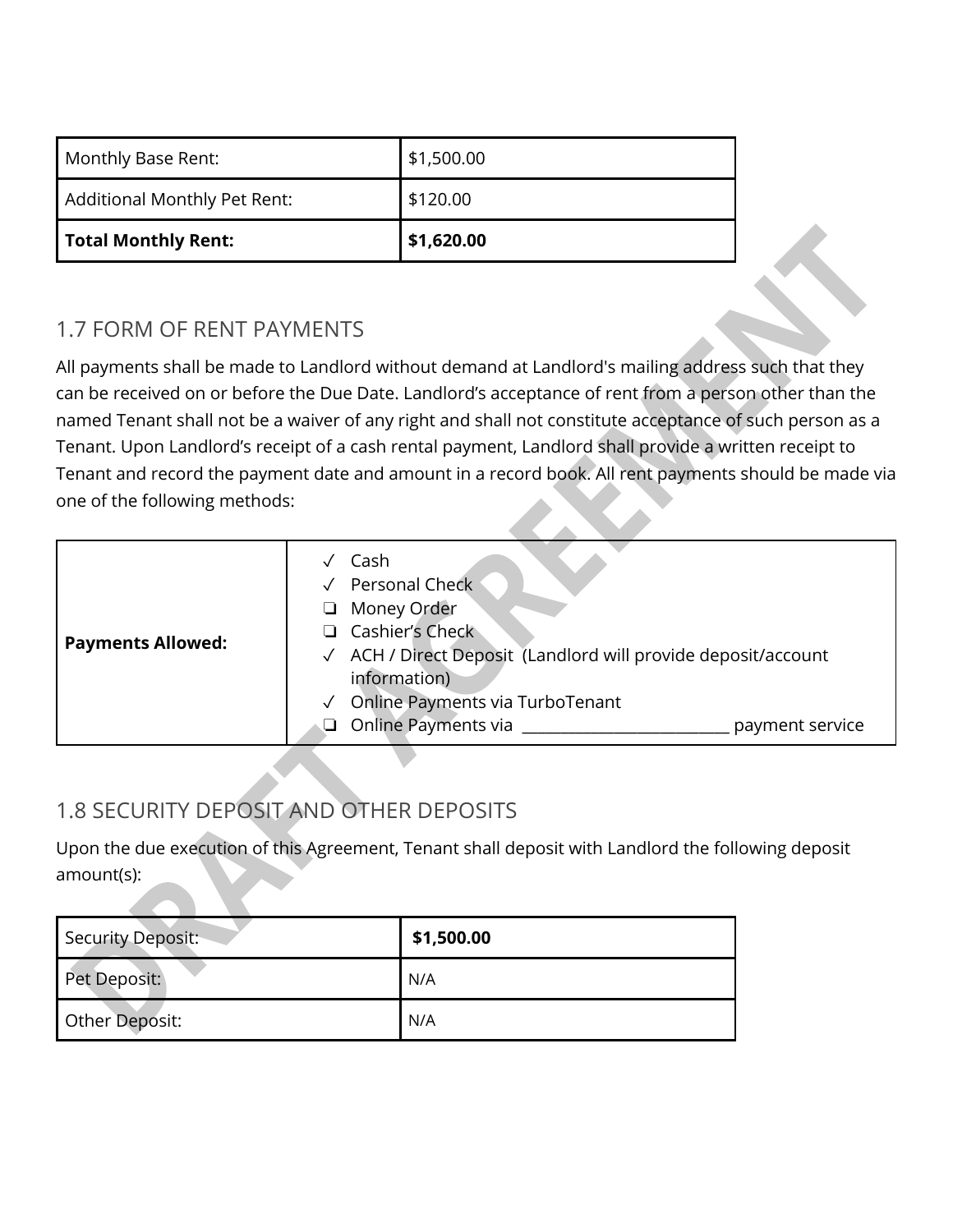| Monthly Base Rent: | $1,500.00 |
| --- | --- |
| Additional Monthly Pet Rent: | $120.00 |
| **Total Monthly Rent:** | **$1,620.00** |

## 1.7 FORM OF RENT PAYMENTS

All payments shall be made to Landlord without demand at Landlord's mailing address such that they can be received on or before the Due Date. Landlord's acceptance of rent from a person other than the named Tenant shall not be a waiver of any right and shall not constitute acceptance of such person as a Tenant. Upon Landlord's receipt of a cash rental payment, Landlord shall provide a written receipt to Tenant and record the payment date and amount in a record book. All rent payments should be made via one of the following methods:

| **Payments Allowed:** | ✓ Cash<br>✓ Personal Check<br>❏ Money Order<br>❏ Cashier's Check<br>✓ ACH / Direct Deposit (Landlord will provide deposit/account information)<br>✓ Online Payments via TurboTenant<br>❏ Online Payments via ___________________________ payment service |
| --- | --- |

## 1.8 SECURITY DEPOSIT AND OTHER DEPOSITS

Upon the due execution of this Agreement, Tenant shall deposit with Landlord the following deposit amount(s):

| Security Deposit: | **$1,500.00** |
| --- | --- |
| Pet Deposit: | N/A |
| Other Deposit: | N/A |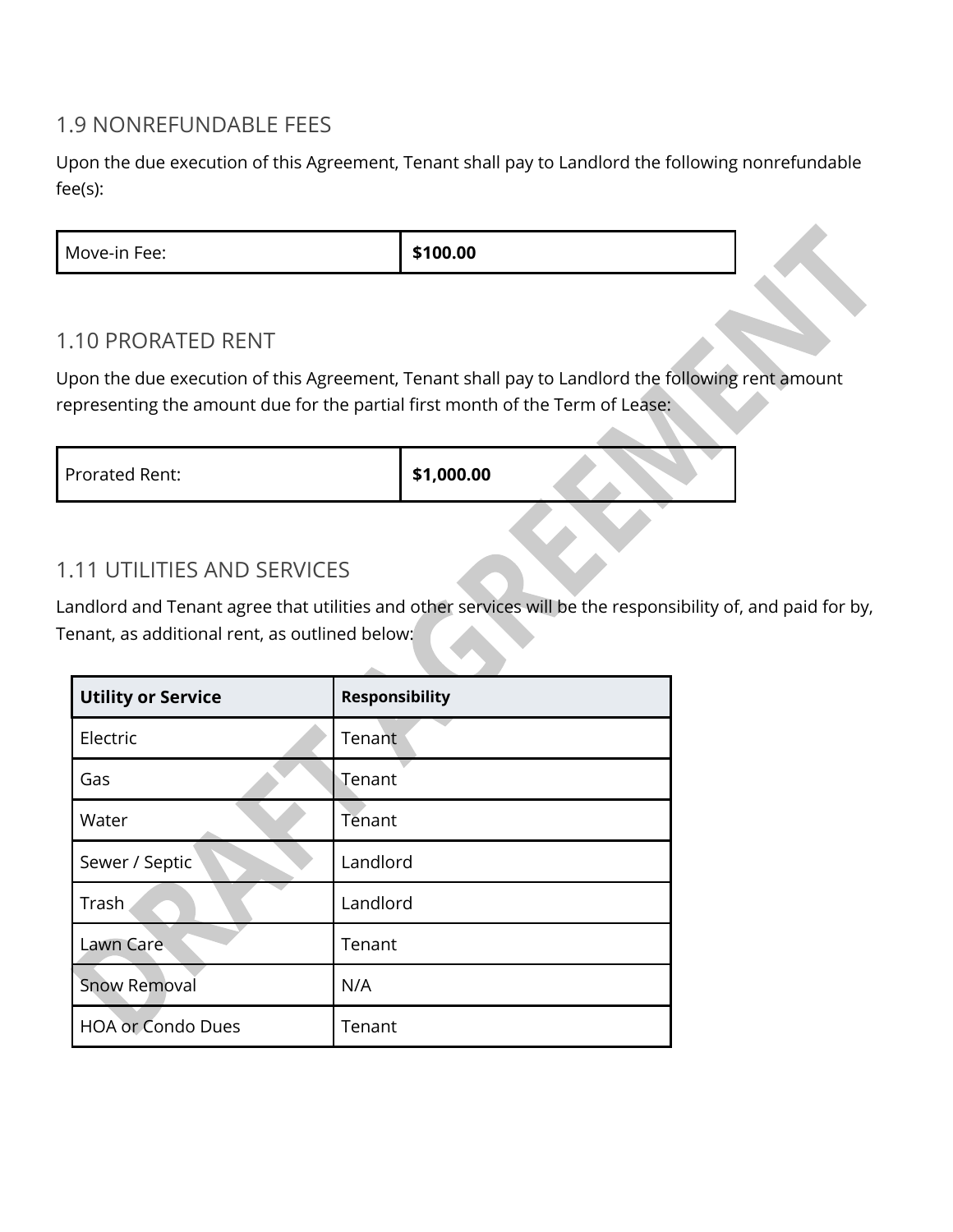## 1.9 NONREFUNDABLE FEES

Upon the due execution of this Agreement, Tenant shall pay to Landlord the following nonrefundable fee(s):

| Move-in Fee: | **$100.00** |
|---|---|

## 1.10 PRORATED RENT

Upon the due execution of this Agreement, Tenant shall pay to Landlord the following rent amount representing the amount due for the partial first month of the Term of Lease:

| Prorated Rent: | **$1,000.00** |
|---|---|

## 1.11 UTILITIES AND SERVICES

Landlord and Tenant agree that utilities and other services will be the responsibility of, and paid for by, Tenant, as additional rent, as outlined below:

| Utility or Service | Responsibility |
|---|---|
| Electric | Tenant |
| Gas | Tenant |
| Water | Tenant |
| Sewer / Septic | Landlord |
| Trash | Landlord |
| Lawn Care | Tenant |
| Snow Removal | N/A |
| HOA or Condo Dues | Tenant |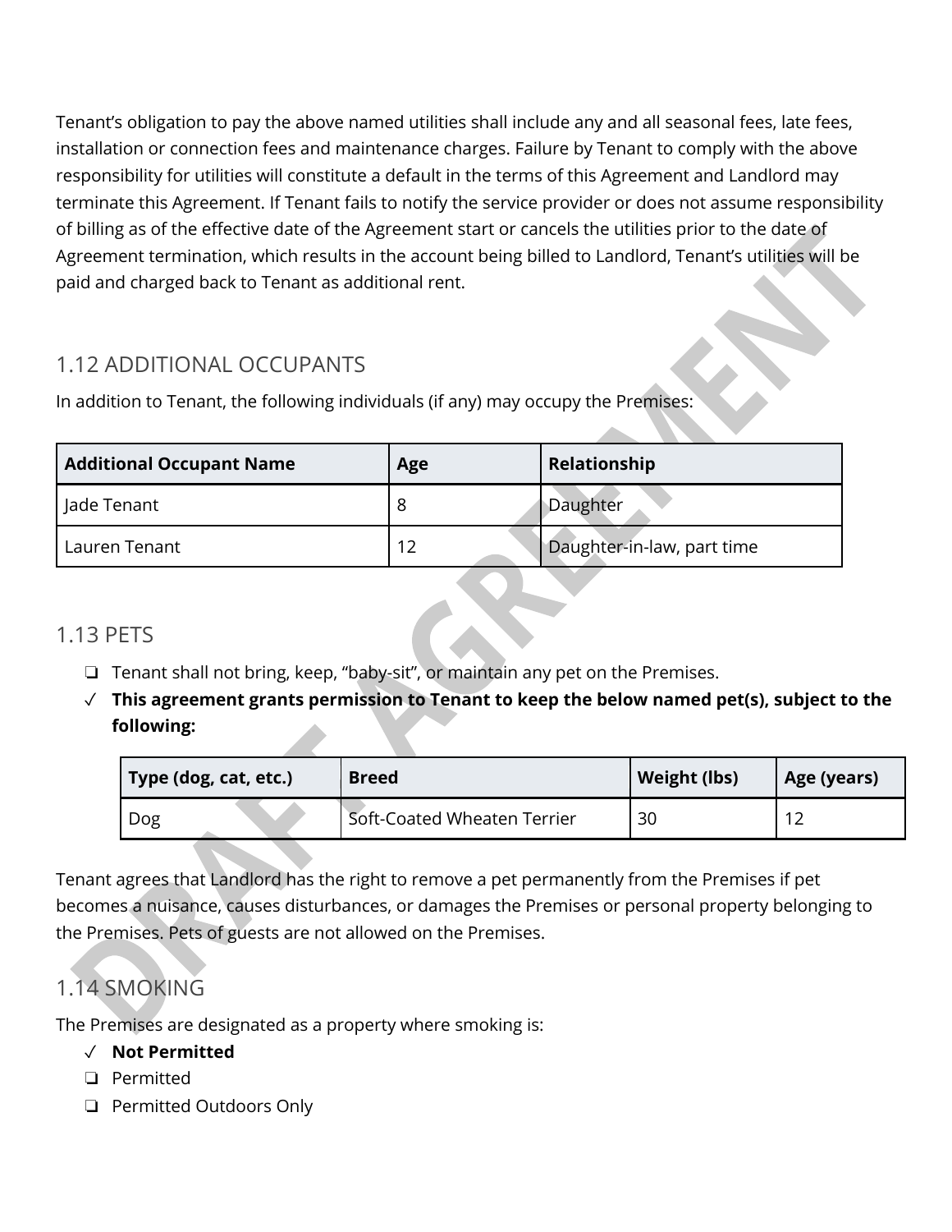Tenant's obligation to pay the above named utilities shall include any and all seasonal fees, late fees, installation or connection fees and maintenance charges. Failure by Tenant to comply with the above responsibility for utilities will constitute a default in the terms of this Agreement and Landlord may terminate this Agreement. If Tenant fails to notify the service provider or does not assume responsibility of billing as of the effective date of the Agreement start or cancels the utilities prior to the date of Agreement termination, which results in the account being billed to Landlord, Tenant's utilities will be paid and charged back to Tenant as additional rent.

## 1.12 ADDITIONAL OCCUPANTS

In addition to Tenant, the following individuals (if any) may occupy the Premises:

| Additional Occupant Name | Age | Relationship |
|---|---|---|
| Jade Tenant | 8 | Daughter |
| Lauren Tenant | 12 | Daughter-in-law, part time |

## 1.13 PETS

- ❏ Tenant shall not bring, keep, "baby-sit", or maintain any pet on the Premises.
- ✓ **This agreement grants permission to Tenant to keep the below named pet(s), subject to the following:**

| Type (dog, cat, etc.) | Breed | Weight (lbs) | Age (years) |
|---|---|---|---|
| Dog | Soft-Coated Wheaten Terrier | 30 | 12 |

Tenant agrees that Landlord has the right to remove a pet permanently from the Premises if pet becomes a nuisance, causes disturbances, or damages the Premises or personal property belonging to the Premises. Pets of guests are not allowed on the Premises.

## 1.14 SMOKING

The Premises are designated as a property where smoking is:

- ✓ **Not Permitted**
- ❏ Permitted
- ❏ Permitted Outdoors Only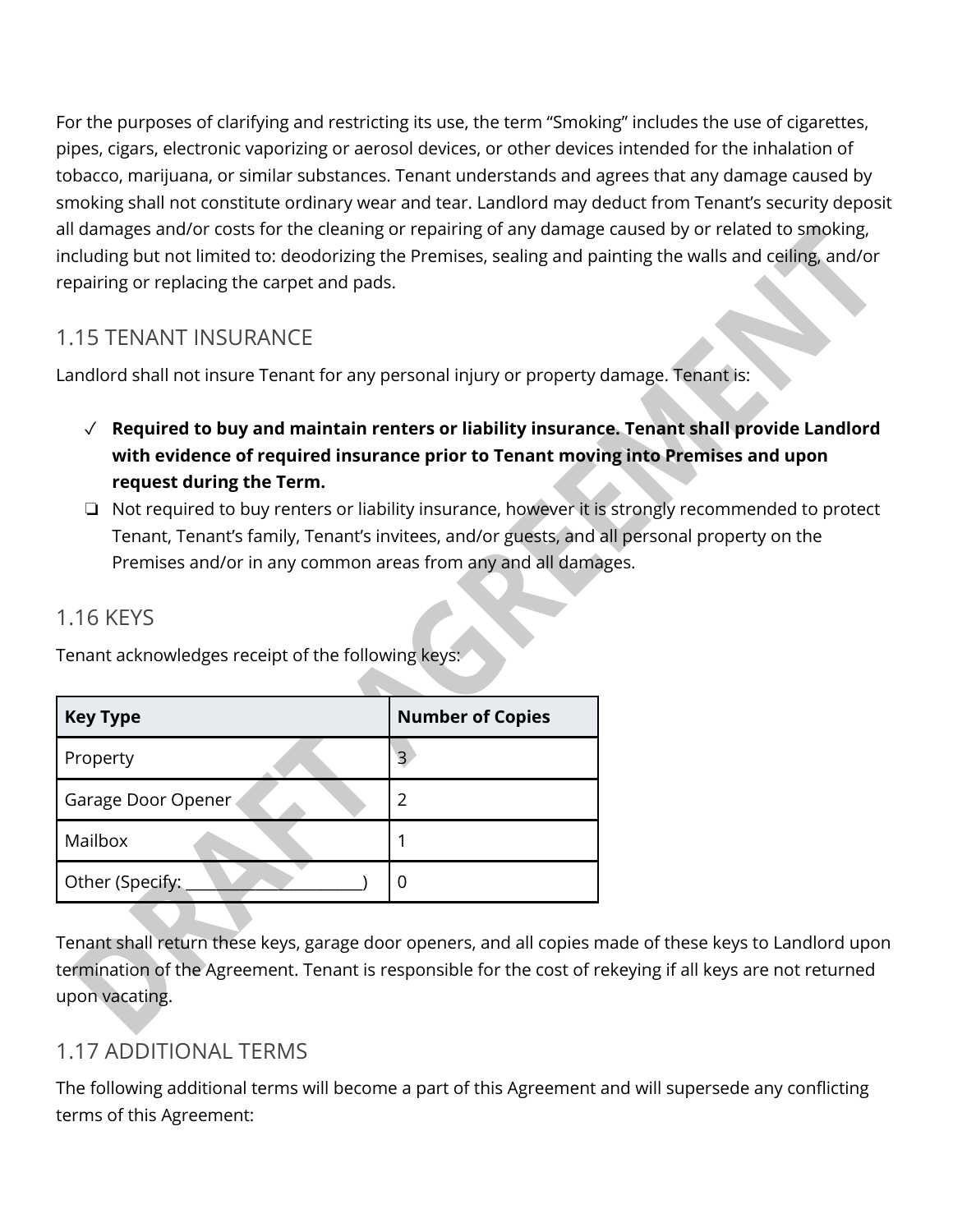For the purposes of clarifying and restricting its use, the term "Smoking" includes the use of cigarettes, pipes, cigars, electronic vaporizing or aerosol devices, or other devices intended for the inhalation of tobacco, marijuana, or similar substances. Tenant understands and agrees that any damage caused by smoking shall not constitute ordinary wear and tear. Landlord may deduct from Tenant's security deposit all damages and/or costs for the cleaning or repairing of any damage caused by or related to smoking, including but not limited to: deodorizing the Premises, sealing and painting the walls and ceiling, and/or repairing or replacing the carpet and pads.

## 1.15 TENANT INSURANCE

Landlord shall not insure Tenant for any personal injury or property damage. Tenant is:

- ✓ **Required to buy and maintain renters or liability insurance. Tenant shall provide Landlord with evidence of required insurance prior to Tenant moving into Premises and upon request during the Term.**
- ❏ Not required to buy renters or liability insurance, however it is strongly recommended to protect Tenant, Tenant's family, Tenant's invitees, and/or guests, and all personal property on the Premises and/or in any common areas from any and all damages.

## 1.16 KEYS

Tenant acknowledges receipt of the following keys:

| Key Type | Number of Copies |
|---|---|
| Property | 3 |
| Garage Door Opener | 2 |
| Mailbox | 1 |
| Other (Specify: ______________________) | 0 |

Tenant shall return these keys, garage door openers, and all copies made of these keys to Landlord upon termination of the Agreement. Tenant is responsible for the cost of rekeying if all keys are not returned upon vacating.

## 1.17 ADDITIONAL TERMS

The following additional terms will become a part of this Agreement and will supersede any conflicting terms of this Agreement: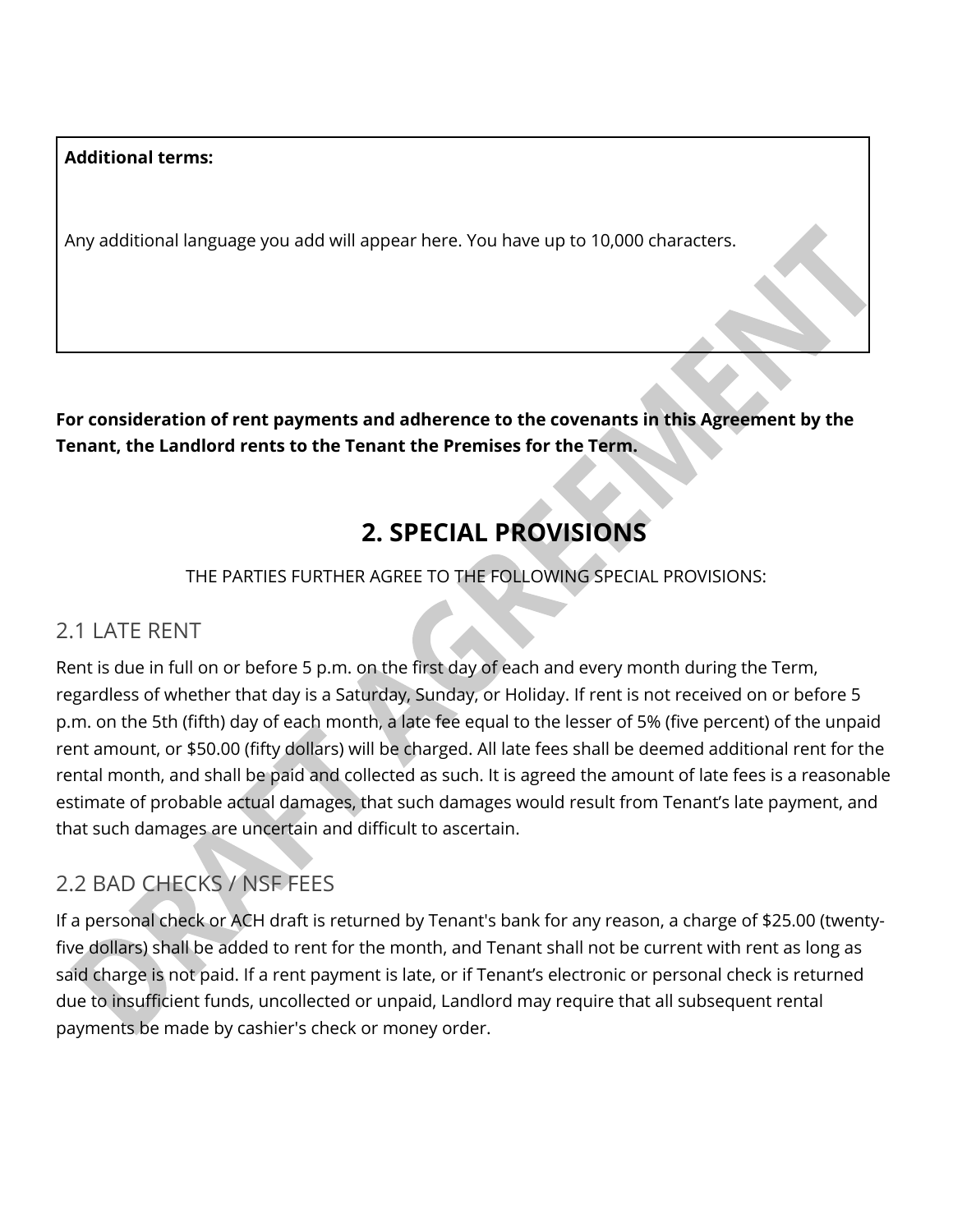**Additional terms:**

Any additional language you add will appear here. You have up to 10,000 characters.

**For consideration of rent payments and adherence to the covenants in this Agreement by the Tenant, the Landlord rents to the Tenant the Premises for the Term.**

## 2. SPECIAL PROVISIONS

THE PARTIES FURTHER AGREE TO THE FOLLOWING SPECIAL PROVISIONS:

### 2.1 LATE RENT

Rent is due in full on or before 5 p.m. on the first day of each and every month during the Term, regardless of whether that day is a Saturday, Sunday, or Holiday. If rent is not received on or before 5 p.m. on the 5th (fifth) day of each month, a late fee equal to the lesser of 5% (five percent) of the unpaid rent amount, or $50.00 (fifty dollars) will be charged. All late fees shall be deemed additional rent for the rental month, and shall be paid and collected as such. It is agreed the amount of late fees is a reasonable estimate of probable actual damages, that such damages would result from Tenant's late payment, and that such damages are uncertain and difficult to ascertain.

### 2.2 BAD CHECKS / NSF FEES

If a personal check or ACH draft is returned by Tenant's bank for any reason, a charge of $25.00 (twenty-five dollars) shall be added to rent for the month, and Tenant shall not be current with rent as long as said charge is not paid. If a rent payment is late, or if Tenant's electronic or personal check is returned due to insufficient funds, uncollected or unpaid, Landlord may require that all subsequent rental payments be made by cashier's check or money order.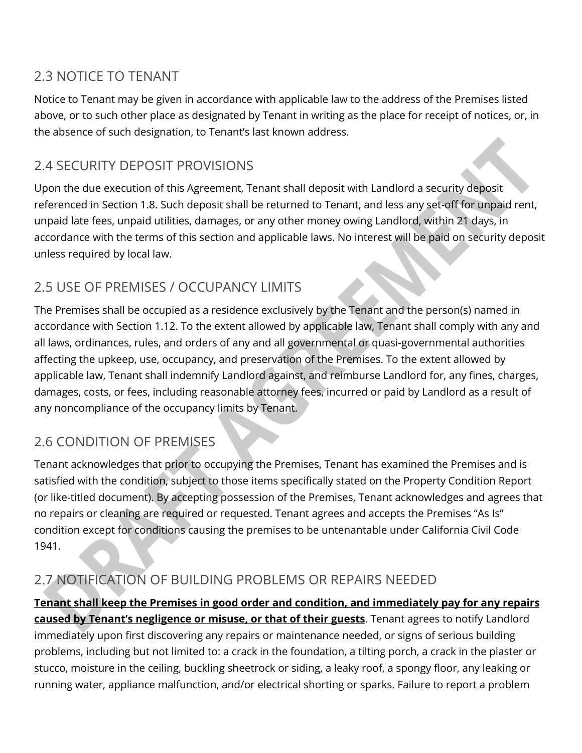## 2.3 NOTICE TO TENANT

Notice to Tenant may be given in accordance with applicable law to the address of the Premises listed above, or to such other place as designated by Tenant in writing as the place for receipt of notices, or, in the absence of such designation, to Tenant's last known address.

## 2.4 SECURITY DEPOSIT PROVISIONS

Upon the due execution of this Agreement, Tenant shall deposit with Landlord a security deposit referenced in Section 1.8. Such deposit shall be returned to Tenant, and less any set-off for unpaid rent, unpaid late fees, unpaid utilities, damages, or any other money owing Landlord, within 21 days, in accordance with the terms of this section and applicable laws. No interest will be paid on security deposit unless required by local law.

## 2.5 USE OF PREMISES / OCCUPANCY LIMITS

The Premises shall be occupied as a residence exclusively by the Tenant and the person(s) named in accordance with Section 1.12. To the extent allowed by applicable law, Tenant shall comply with any and all laws, ordinances, rules, and orders of any and all governmental or quasi-governmental authorities affecting the upkeep, use, occupancy, and preservation of the Premises. To the extent allowed by applicable law, Tenant shall indemnify Landlord against, and reimburse Landlord for, any fines, charges, damages, costs, or fees, including reasonable attorney fees, incurred or paid by Landlord as a result of any noncompliance of the occupancy limits by Tenant.

## 2.6 CONDITION OF PREMISES

Tenant acknowledges that prior to occupying the Premises, Tenant has examined the Premises and is satisfied with the condition, subject to those items specifically stated on the Property Condition Report (or like-titled document). By accepting possession of the Premises, Tenant acknowledges and agrees that no repairs or cleaning are required or requested. Tenant agrees and accepts the Premises "As Is" condition except for conditions causing the premises to be untenantable under California Civil Code 1941.

## 2.7 NOTIFICATION OF BUILDING PROBLEMS OR REPAIRS NEEDED

**Tenant shall keep the Premises in good order and condition, and immediately pay for any repairs caused by Tenant's negligence or misuse, or that of their guests**. Tenant agrees to notify Landlord immediately upon first discovering any repairs or maintenance needed, or signs of serious building problems, including but not limited to: a crack in the foundation, a tilting porch, a crack in the plaster or stucco, moisture in the ceiling, buckling sheetrock or siding, a leaky roof, a spongy floor, any leaking or running water, appliance malfunction, and/or electrical shorting or sparks. Failure to report a problem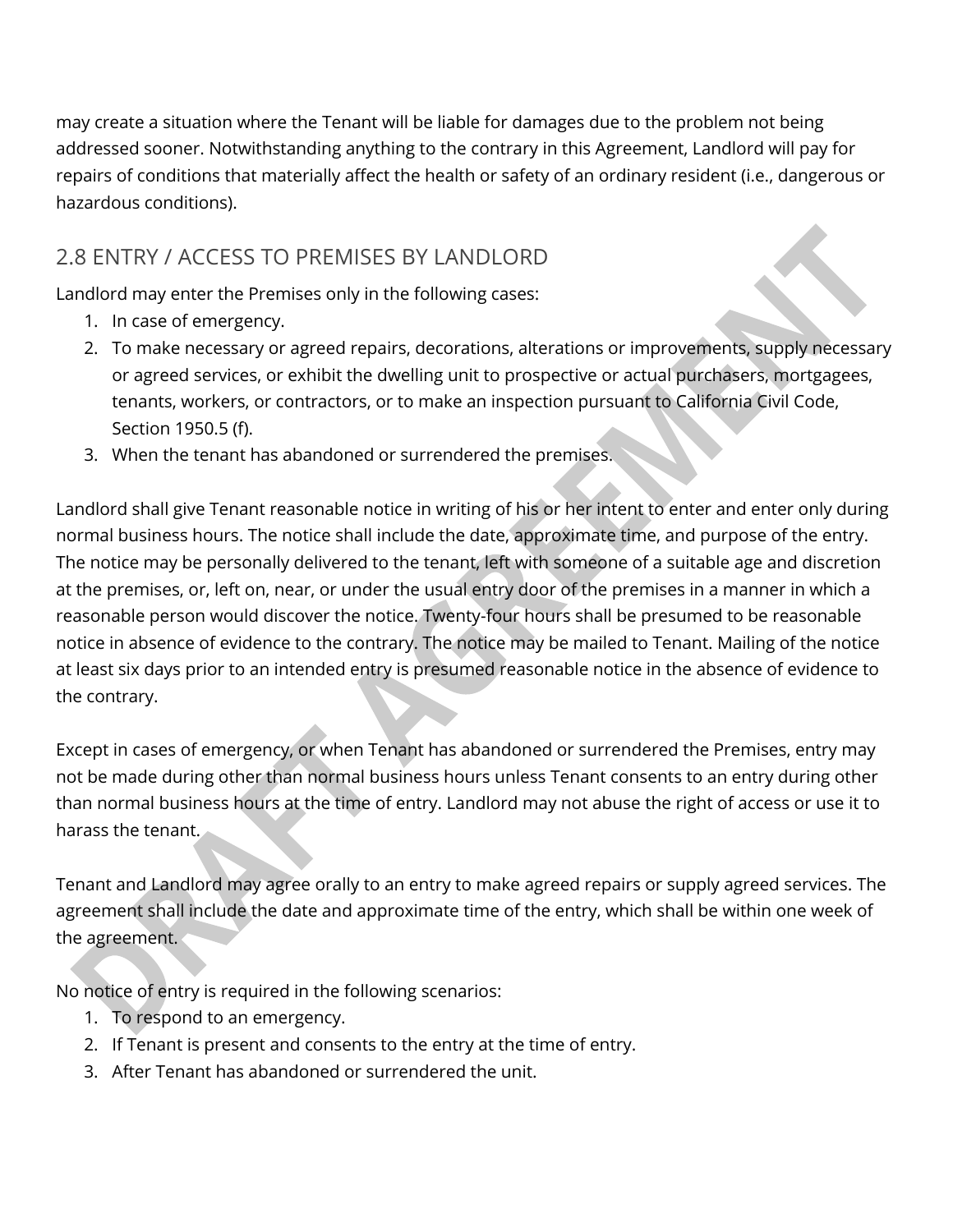may create a situation where the Tenant will be liable for damages due to the problem not being addressed sooner. Notwithstanding anything to the contrary in this Agreement, Landlord will pay for repairs of conditions that materially affect the health or safety of an ordinary resident (i.e., dangerous or hazardous conditions).

## 2.8 ENTRY / ACCESS TO PREMISES BY LANDLORD

Landlord may enter the Premises only in the following cases:

1. In case of emergency.
2. To make necessary or agreed repairs, decorations, alterations or improvements, supply necessary or agreed services, or exhibit the dwelling unit to prospective or actual purchasers, mortgagees, tenants, workers, or contractors, or to make an inspection pursuant to California Civil Code, Section 1950.5 (f).
3. When the tenant has abandoned or surrendered the premises.

Landlord shall give Tenant reasonable notice in writing of his or her intent to enter and enter only during normal business hours. The notice shall include the date, approximate time, and purpose of the entry. The notice may be personally delivered to the tenant, left with someone of a suitable age and discretion at the premises, or, left on, near, or under the usual entry door of the premises in a manner in which a reasonable person would discover the notice. Twenty-four hours shall be presumed to be reasonable notice in absence of evidence to the contrary. The notice may be mailed to Tenant. Mailing of the notice at least six days prior to an intended entry is presumed reasonable notice in the absence of evidence to the contrary.

Except in cases of emergency, or when Tenant has abandoned or surrendered the Premises, entry may not be made during other than normal business hours unless Tenant consents to an entry during other than normal business hours at the time of entry. Landlord may not abuse the right of access or use it to harass the tenant.

Tenant and Landlord may agree orally to an entry to make agreed repairs or supply agreed services. The agreement shall include the date and approximate time of the entry, which shall be within one week of the agreement.

No notice of entry is required in the following scenarios:

1. To respond to an emergency.
2. If Tenant is present and consents to the entry at the time of entry.
3. After Tenant has abandoned or surrendered the unit.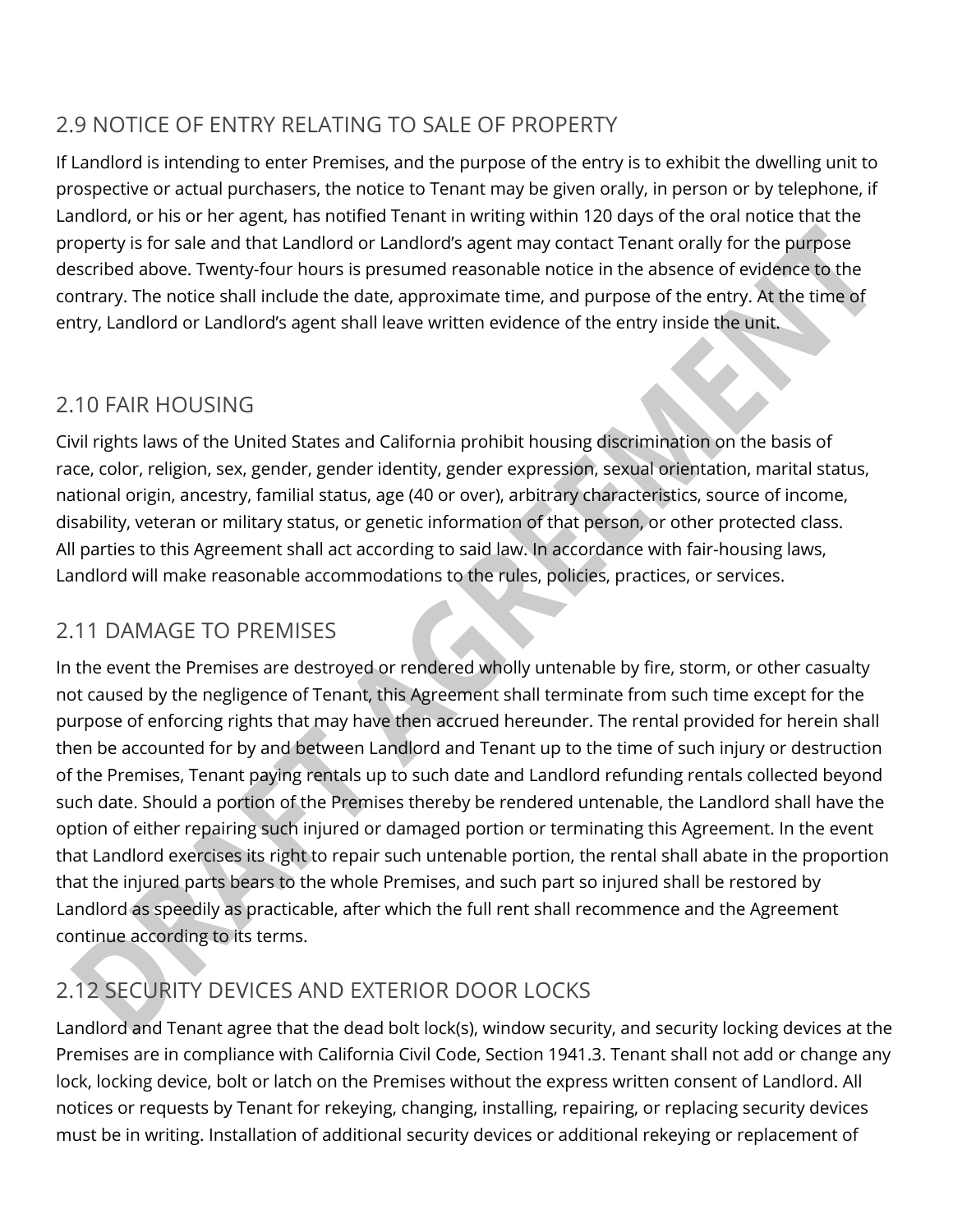## 2.9 NOTICE OF ENTRY RELATING TO SALE OF PROPERTY

If Landlord is intending to enter Premises, and the purpose of the entry is to exhibit the dwelling unit to prospective or actual purchasers, the notice to Tenant may be given orally, in person or by telephone, if Landlord, or his or her agent, has notified Tenant in writing within 120 days of the oral notice that the property is for sale and that Landlord or Landlord's agent may contact Tenant orally for the purpose described above. Twenty-four hours is presumed reasonable notice in the absence of evidence to the contrary. The notice shall include the date, approximate time, and purpose of the entry. At the time of entry, Landlord or Landlord's agent shall leave written evidence of the entry inside the unit.

## 2.10 FAIR HOUSING

Civil rights laws of the United States and California prohibit housing discrimination on the basis of race, color, religion, sex, gender, gender identity, gender expression, sexual orientation, marital status, national origin, ancestry, familial status, age (40 or over), arbitrary characteristics, source of income, disability, veteran or military status, or genetic information of that person, or other protected class. All parties to this Agreement shall act according to said law. In accordance with fair-housing laws, Landlord will make reasonable accommodations to the rules, policies, practices, or services.

## 2.11 DAMAGE TO PREMISES

In the event the Premises are destroyed or rendered wholly untenable by fire, storm, or other casualty not caused by the negligence of Tenant, this Agreement shall terminate from such time except for the purpose of enforcing rights that may have then accrued hereunder. The rental provided for herein shall then be accounted for by and between Landlord and Tenant up to the time of such injury or destruction of the Premises, Tenant paying rentals up to such date and Landlord refunding rentals collected beyond such date. Should a portion of the Premises thereby be rendered untenable, the Landlord shall have the option of either repairing such injured or damaged portion or terminating this Agreement. In the event that Landlord exercises its right to repair such untenable portion, the rental shall abate in the proportion that the injured parts bears to the whole Premises, and such part so injured shall be restored by Landlord as speedily as practicable, after which the full rent shall recommence and the Agreement continue according to its terms.

## 2.12 SECURITY DEVICES AND EXTERIOR DOOR LOCKS

Landlord and Tenant agree that the dead bolt lock(s), window security, and security locking devices at the Premises are in compliance with California Civil Code, Section 1941.3. Tenant shall not add or change any lock, locking device, bolt or latch on the Premises without the express written consent of Landlord. All notices or requests by Tenant for rekeying, changing, installing, repairing, or replacing security devices must be in writing. Installation of additional security devices or additional rekeying or replacement of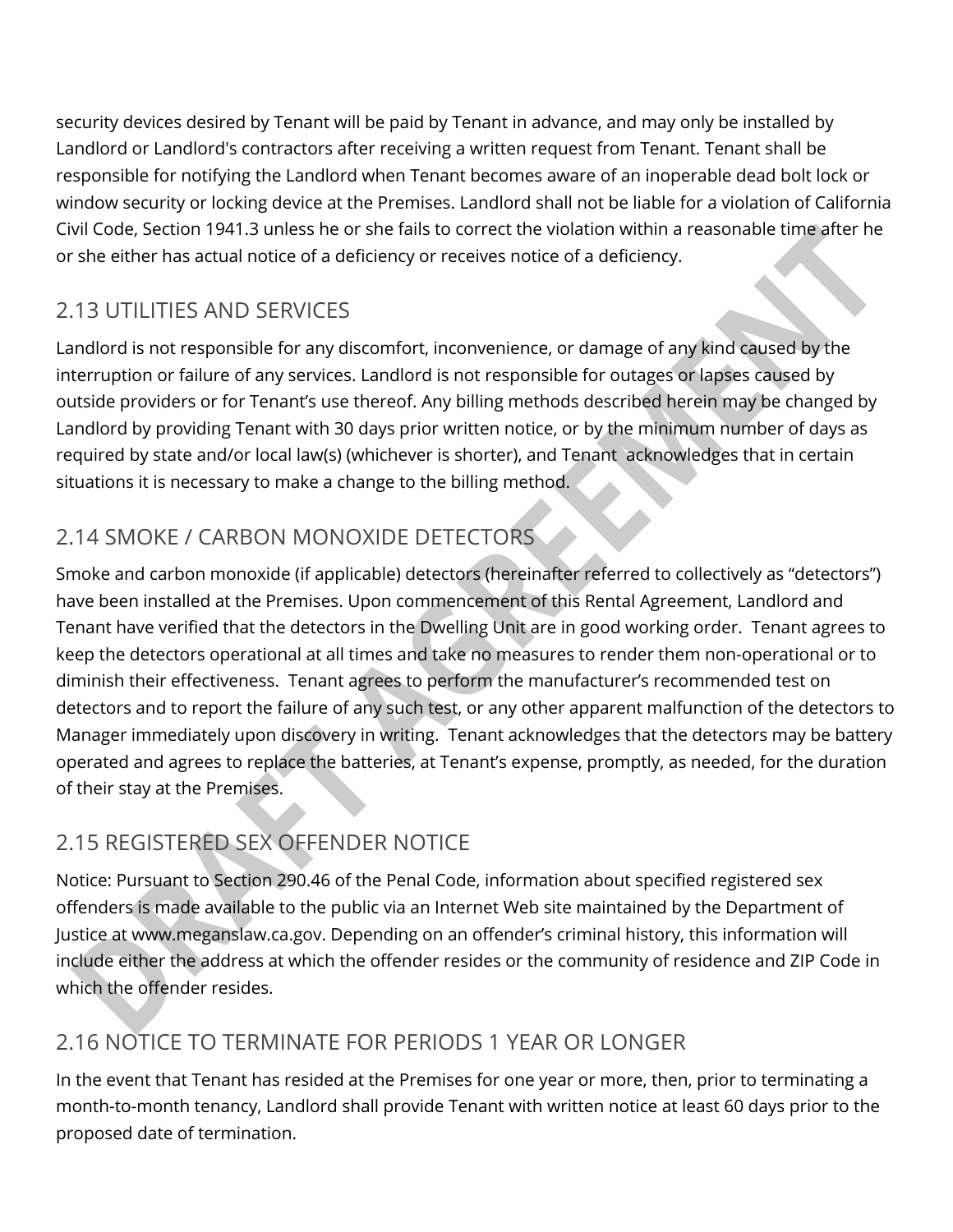security devices desired by Tenant will be paid by Tenant in advance, and may only be installed by Landlord or Landlord's contractors after receiving a written request from Tenant. Tenant shall be responsible for notifying the Landlord when Tenant becomes aware of an inoperable dead bolt lock or window security or locking device at the Premises. Landlord shall not be liable for a violation of California Civil Code, Section 1941.3 unless he or she fails to correct the violation within a reasonable time after he or she either has actual notice of a deficiency or receives notice of a deficiency.

## 2.13 UTILITIES AND SERVICES

Landlord is not responsible for any discomfort, inconvenience, or damage of any kind caused by the interruption or failure of any services. Landlord is not responsible for outages or lapses caused by outside providers or for Tenant's use thereof. Any billing methods described herein may be changed by Landlord by providing Tenant with 30 days prior written notice, or by the minimum number of days as required by state and/or local law(s) (whichever is shorter), and Tenant acknowledges that in certain situations it is necessary to make a change to the billing method.

## 2.14 SMOKE / CARBON MONOXIDE DETECTORS

Smoke and carbon monoxide (if applicable) detectors (hereinafter referred to collectively as "detectors") have been installed at the Premises. Upon commencement of this Rental Agreement, Landlord and Tenant have verified that the detectors in the Dwelling Unit are in good working order. Tenant agrees to keep the detectors operational at all times and take no measures to render them non-operational or to diminish their effectiveness. Tenant agrees to perform the manufacturer's recommended test on detectors and to report the failure of any such test, or any other apparent malfunction of the detectors to Manager immediately upon discovery in writing. Tenant acknowledges that the detectors may be battery operated and agrees to replace the batteries, at Tenant's expense, promptly, as needed, for the duration of their stay at the Premises.

## 2.15 REGISTERED SEX OFFENDER NOTICE

Notice: Pursuant to Section 290.46 of the Penal Code, information about specified registered sex offenders is made available to the public via an Internet Web site maintained by the Department of Justice at www.meganslaw.ca.gov. Depending on an offender's criminal history, this information will include either the address at which the offender resides or the community of residence and ZIP Code in which the offender resides.

## 2.16 NOTICE TO TERMINATE FOR PERIODS 1 YEAR OR LONGER

In the event that Tenant has resided at the Premises for one year or more, then, prior to terminating a month-to-month tenancy, Landlord shall provide Tenant with written notice at least 60 days prior to the proposed date of termination.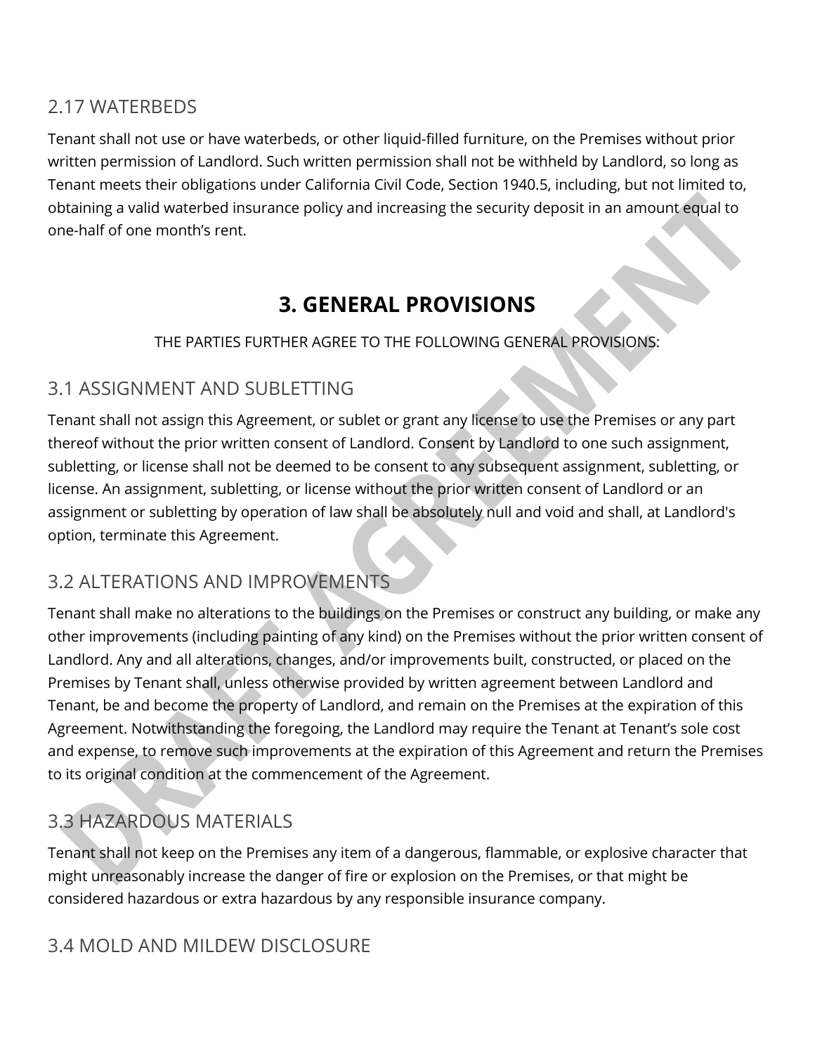### 2.17 WATERBEDS

Tenant shall not use or have waterbeds, or other liquid-filled furniture, on the Premises without prior written permission of Landlord. Such written permission shall not be withheld by Landlord, so long as Tenant meets their obligations under California Civil Code, Section 1940.5, including, but not limited to, obtaining a valid waterbed insurance policy and increasing the security deposit in an amount equal to one-half of one month's rent.

## 3. GENERAL PROVISIONS

THE PARTIES FURTHER AGREE TO THE FOLLOWING GENERAL PROVISIONS:

### 3.1 ASSIGNMENT AND SUBLETTING

Tenant shall not assign this Agreement, or sublet or grant any license to use the Premises or any part thereof without the prior written consent of Landlord. Consent by Landlord to one such assignment, subletting, or license shall not be deemed to be consent to any subsequent assignment, subletting, or license. An assignment, subletting, or license without the prior written consent of Landlord or an assignment or subletting by operation of law shall be absolutely null and void and shall, at Landlord's option, terminate this Agreement.

### 3.2 ALTERATIONS AND IMPROVEMENTS

Tenant shall make no alterations to the buildings on the Premises or construct any building, or make any other improvements (including painting of any kind) on the Premises without the prior written consent of Landlord. Any and all alterations, changes, and/or improvements built, constructed, or placed on the Premises by Tenant shall, unless otherwise provided by written agreement between Landlord and Tenant, be and become the property of Landlord, and remain on the Premises at the expiration of this Agreement. Notwithstanding the foregoing, the Landlord may require the Tenant at Tenant's sole cost and expense, to remove such improvements at the expiration of this Agreement and return the Premises to its original condition at the commencement of the Agreement.

### 3.3 HAZARDOUS MATERIALS

Tenant shall not keep on the Premises any item of a dangerous, flammable, or explosive character that might unreasonably increase the danger of fire or explosion on the Premises, or that might be considered hazardous or extra hazardous by any responsible insurance company.

### 3.4 MOLD AND MILDEW DISCLOSURE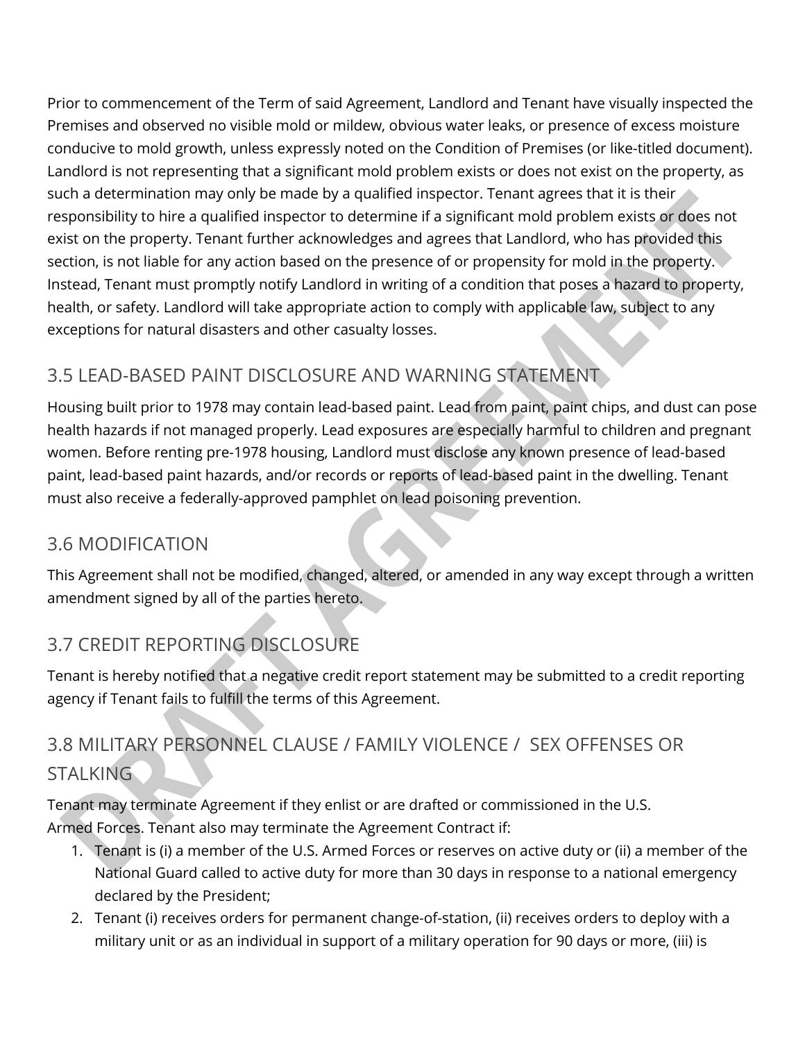Prior to commencement of the Term of said Agreement, Landlord and Tenant have visually inspected the Premises and observed no visible mold or mildew, obvious water leaks, or presence of excess moisture conducive to mold growth, unless expressly noted on the Condition of Premises (or like-titled document). Landlord is not representing that a significant mold problem exists or does not exist on the property, as such a determination may only be made by a qualified inspector. Tenant agrees that it is their responsibility to hire a qualified inspector to determine if a significant mold problem exists or does not exist on the property. Tenant further acknowledges and agrees that Landlord, who has provided this section, is not liable for any action based on the presence of or propensity for mold in the property. Instead, Tenant must promptly notify Landlord in writing of a condition that poses a hazard to property, health, or safety. Landlord will take appropriate action to comply with applicable law, subject to any exceptions for natural disasters and other casualty losses.

## 3.5 LEAD-BASED PAINT DISCLOSURE AND WARNING STATEMENT

Housing built prior to 1978 may contain lead-based paint. Lead from paint, paint chips, and dust can pose health hazards if not managed properly. Lead exposures are especially harmful to children and pregnant women. Before renting pre-1978 housing, Landlord must disclose any known presence of lead-based paint, lead-based paint hazards, and/or records or reports of lead-based paint in the dwelling. Tenant must also receive a federally-approved pamphlet on lead poisoning prevention.

## 3.6 MODIFICATION

This Agreement shall not be modified, changed, altered, or amended in any way except through a written amendment signed by all of the parties hereto.

## 3.7 CREDIT REPORTING DISCLOSURE

Tenant is hereby notified that a negative credit report statement may be submitted to a credit reporting agency if Tenant fails to fulfill the terms of this Agreement.

## 3.8 MILITARY PERSONNEL CLAUSE / FAMILY VIOLENCE / SEX OFFENSES OR STALKING

Tenant may terminate Agreement if they enlist or are drafted or commissioned in the U.S. Armed Forces. Tenant also may terminate the Agreement Contract if:

1. Tenant is (i) a member of the U.S. Armed Forces or reserves on active duty or (ii) a member of the National Guard called to active duty for more than 30 days in response to a national emergency declared by the President;
2. Tenant (i) receives orders for permanent change-of-station, (ii) receives orders to deploy with a military unit or as an individual in support of a military operation for 90 days or more, (iii) is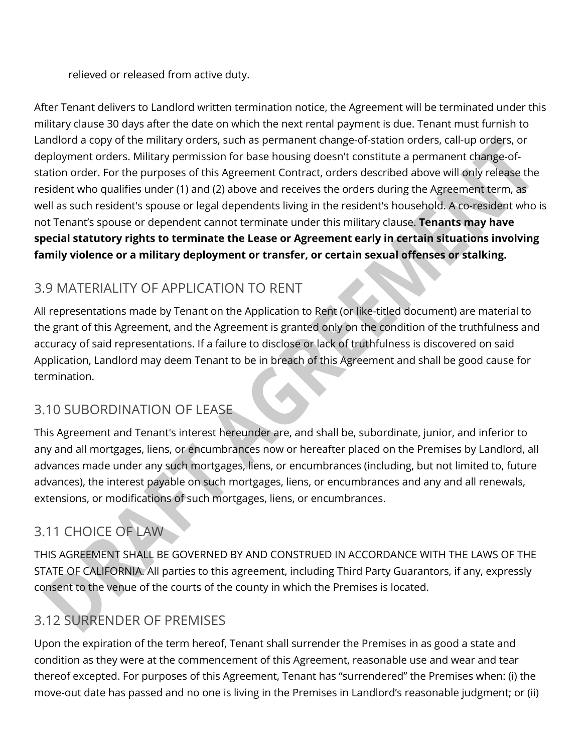relieved or released from active duty.

After Tenant delivers to Landlord written termination notice, the Agreement will be terminated under this military clause 30 days after the date on which the next rental payment is due. Tenant must furnish to Landlord a copy of the military orders, such as permanent change-of-station orders, call-up orders, or deployment orders. Military permission for base housing doesn't constitute a permanent change-of-station order. For the purposes of this Agreement Contract, orders described above will only release the resident who qualifies under (1) and (2) above and receives the orders during the Agreement term, as well as such resident's spouse or legal dependents living in the resident's household. A co-resident who is not Tenant's spouse or dependent cannot terminate under this military clause. **Tenants may have special statutory rights to terminate the Lease or Agreement early in certain situations involving family violence or a military deployment or transfer, or certain sexual offenses or stalking.**

## 3.9 MATERIALITY OF APPLICATION TO RENT

All representations made by Tenant on the Application to Rent (or like-titled document) are material to the grant of this Agreement, and the Agreement is granted only on the condition of the truthfulness and accuracy of said representations. If a failure to disclose or lack of truthfulness is discovered on said Application, Landlord may deem Tenant to be in breach of this Agreement and shall be good cause for termination.

## 3.10 SUBORDINATION OF LEASE

This Agreement and Tenant's interest hereunder are, and shall be, subordinate, junior, and inferior to any and all mortgages, liens, or encumbrances now or hereafter placed on the Premises by Landlord, all advances made under any such mortgages, liens, or encumbrances (including, but not limited to, future advances), the interest payable on such mortgages, liens, or encumbrances and any and all renewals, extensions, or modifications of such mortgages, liens, or encumbrances.

## 3.11 CHOICE OF LAW

THIS AGREEMENT SHALL BE GOVERNED BY AND CONSTRUED IN ACCORDANCE WITH THE LAWS OF THE STATE OF CALIFORNIA. All parties to this agreement, including Third Party Guarantors, if any, expressly consent to the venue of the courts of the county in which the Premises is located.

## 3.12 SURRENDER OF PREMISES

Upon the expiration of the term hereof, Tenant shall surrender the Premises in as good a state and condition as they were at the commencement of this Agreement, reasonable use and wear and tear thereof excepted. For purposes of this Agreement, Tenant has "surrendered" the Premises when: (i) the move-out date has passed and no one is living in the Premises in Landlord's reasonable judgment; or (ii)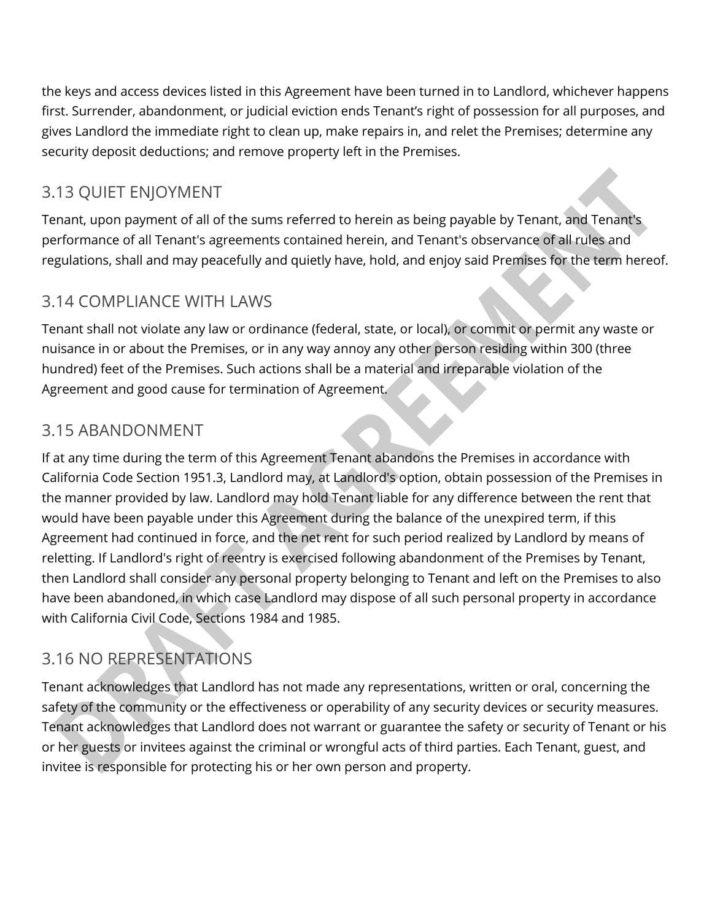the keys and access devices listed in this Agreement have been turned in to Landlord, whichever happens first. Surrender, abandonment, or judicial eviction ends Tenant's right of possession for all purposes, and gives Landlord the immediate right to clean up, make repairs in, and relet the Premises; determine any security deposit deductions; and remove property left in the Premises.

## 3.13 QUIET ENJOYMENT

Tenant, upon payment of all of the sums referred to herein as being payable by Tenant, and Tenant's performance of all Tenant's agreements contained herein, and Tenant's observance of all rules and regulations, shall and may peacefully and quietly have, hold, and enjoy said Premises for the term hereof.

## 3.14 COMPLIANCE WITH LAWS

Tenant shall not violate any law or ordinance (federal, state, or local), or commit or permit any waste or nuisance in or about the Premises, or in any way annoy any other person residing within 300 (three hundred) feet of the Premises. Such actions shall be a material and irreparable violation of the Agreement and good cause for termination of Agreement.

## 3.15 ABANDONMENT

If at any time during the term of this Agreement Tenant abandons the Premises in accordance with California Code Section 1951.3, Landlord may, at Landlord's option, obtain possession of the Premises in the manner provided by law. Landlord may hold Tenant liable for any difference between the rent that would have been payable under this Agreement during the balance of the unexpired term, if this Agreement had continued in force, and the net rent for such period realized by Landlord by means of reletting. If Landlord's right of reentry is exercised following abandonment of the Premises by Tenant, then Landlord shall consider any personal property belonging to Tenant and left on the Premises to also have been abandoned, in which case Landlord may dispose of all such personal property in accordance with California Civil Code, Sections 1984 and 1985.

## 3.16 NO REPRESENTATIONS

Tenant acknowledges that Landlord has not made any representations, written or oral, concerning the safety of the community or the effectiveness or operability of any security devices or security measures. Tenant acknowledges that Landlord does not warrant or guarantee the safety or security of Tenant or his or her guests or invitees against the criminal or wrongful acts of third parties. Each Tenant, guest, and invitee is responsible for protecting his or her own person and property.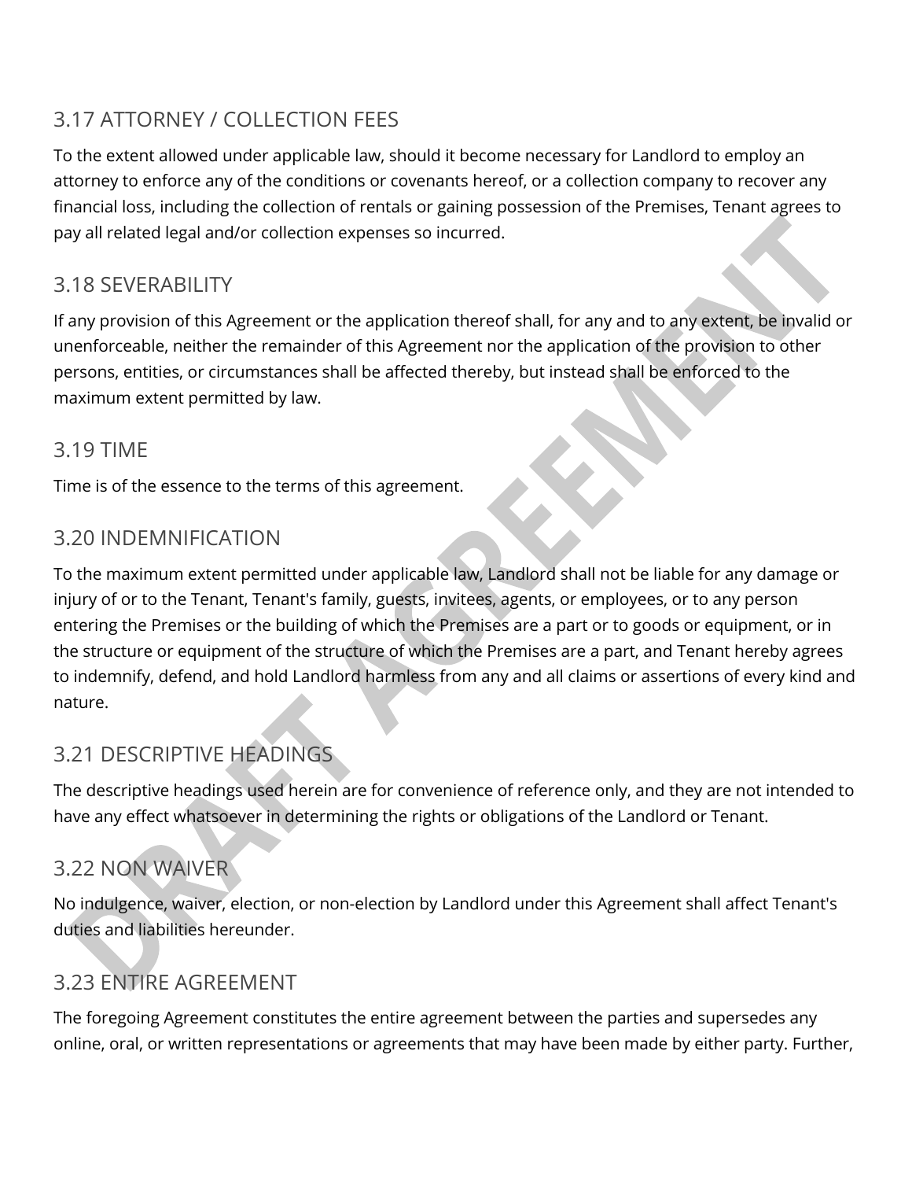## 3.17 ATTORNEY / COLLECTION FEES

To the extent allowed under applicable law, should it become necessary for Landlord to employ an attorney to enforce any of the conditions or covenants hereof, or a collection company to recover any financial loss, including the collection of rentals or gaining possession of the Premises, Tenant agrees to pay all related legal and/or collection expenses so incurred.

## 3.18 SEVERABILITY

If any provision of this Agreement or the application thereof shall, for any and to any extent, be invalid or unenforceable, neither the remainder of this Agreement nor the application of the provision to other persons, entities, or circumstances shall be affected thereby, but instead shall be enforced to the maximum extent permitted by law.

## 3.19 TIME

Time is of the essence to the terms of this agreement.

## 3.20 INDEMNIFICATION

To the maximum extent permitted under applicable law, Landlord shall not be liable for any damage or injury of or to the Tenant, Tenant's family, guests, invitees, agents, or employees, or to any person entering the Premises or the building of which the Premises are a part or to goods or equipment, or in the structure or equipment of the structure of which the Premises are a part, and Tenant hereby agrees to indemnify, defend, and hold Landlord harmless from any and all claims or assertions of every kind and nature.

## 3.21 DESCRIPTIVE HEADINGS

The descriptive headings used herein are for convenience of reference only, and they are not intended to have any effect whatsoever in determining the rights or obligations of the Landlord or Tenant.

## 3.22 NON WAIVER

No indulgence, waiver, election, or non-election by Landlord under this Agreement shall affect Tenant's duties and liabilities hereunder.

## 3.23 ENTIRE AGREEMENT

The foregoing Agreement constitutes the entire agreement between the parties and supersedes any online, oral, or written representations or agreements that may have been made by either party. Further,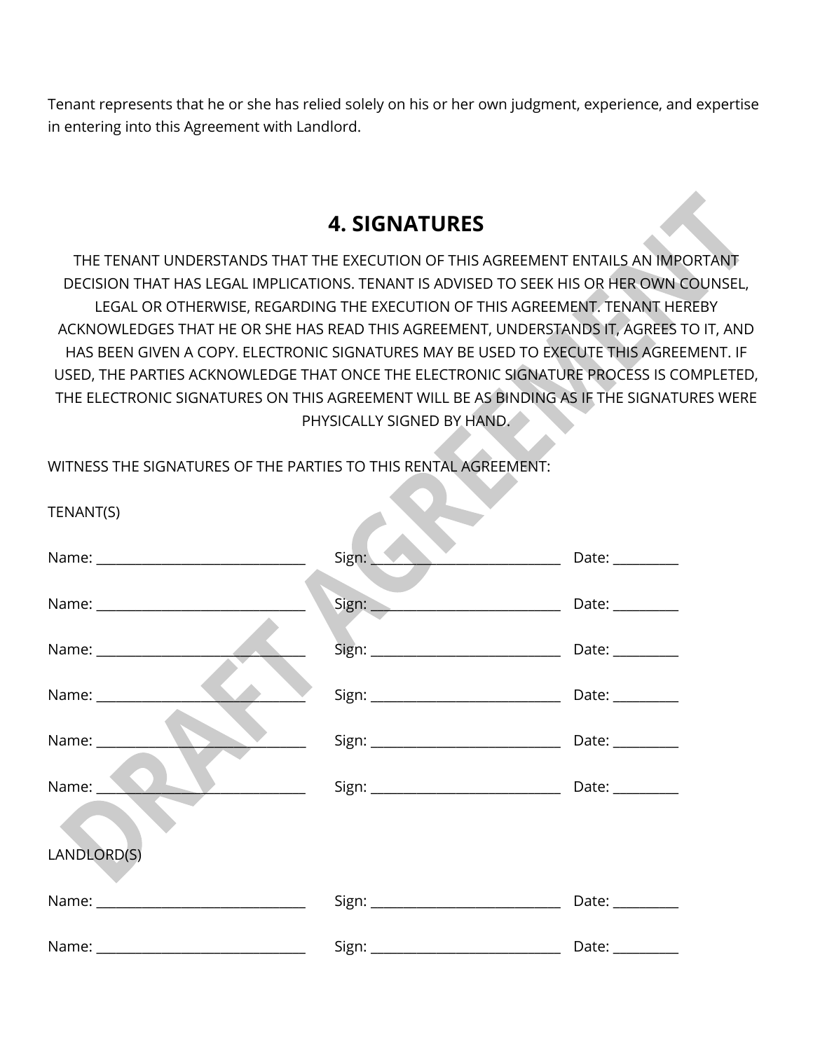Tenant represents that he or she has relied solely on his or her own judgment, experience, and expertise in entering into this Agreement with Landlord.

## 4. SIGNATURES

THE TENANT UNDERSTANDS THAT THE EXECUTION OF THIS AGREEMENT ENTAILS AN IMPORTANT DECISION THAT HAS LEGAL IMPLICATIONS. TENANT IS ADVISED TO SEEK HIS OR HER OWN COUNSEL, LEGAL OR OTHERWISE, REGARDING THE EXECUTION OF THIS AGREEMENT. TENANT HEREBY ACKNOWLEDGES THAT HE OR SHE HAS READ THIS AGREEMENT, UNDERSTANDS IT, AGREES TO IT, AND HAS BEEN GIVEN A COPY. ELECTRONIC SIGNATURES MAY BE USED TO EXECUTE THIS AGREEMENT. IF USED, THE PARTIES ACKNOWLEDGE THAT ONCE THE ELECTRONIC SIGNATURE PROCESS IS COMPLETED, THE ELECTRONIC SIGNATURES ON THIS AGREEMENT WILL BE AS BINDING AS IF THE SIGNATURES WERE PHYSICALLY SIGNED BY HAND.

WITNESS THE SIGNATURES OF THE PARTIES TO THIS RENTAL AGREEMENT:

TENANT(S)

Name: ______________________________ Sign: ___________________________ Date: _________

Name: ______________________________ Sign: ___________________________ Date: _________

Name: ______________________________ Sign: ___________________________ Date: _________

Name: ______________________________ Sign: ___________________________ Date: _________

Name: ______________________________ Sign: ___________________________ Date: _________

Name: ______________________________ Sign: ___________________________ Date: _________

LANDLORD(S)

Name: ______________________________ Sign: ___________________________ Date: _________

Name: ______________________________ Sign: ___________________________ Date: _________

DRAFT AGREEMENT